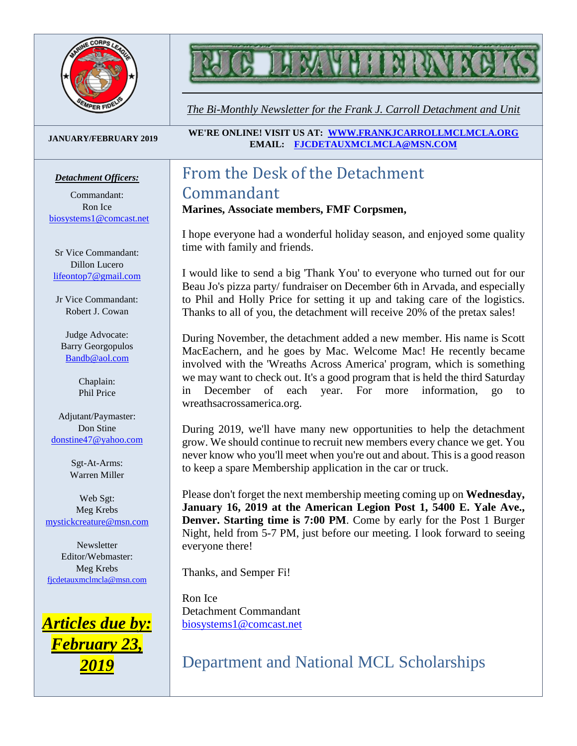# FJC LEATHERNECKS

*The Bi-Monthly Newsletter for the Frank J. Carroll Detachment and Unit*

**JANUARY/FEBRUARY 2019**

**WE'RE ONLINE! VISIT US AT: WWW.FRANKJCARROLLMCLMCLA.ORG**
**EMAIL: FJCDETAUXMCLMCLA@MSN.COM**

***Detachment Officers:***

Commandant:
Ron Ice
biosystems1@comcast.net

Sr Vice Commandant:
Dillon Lucero
lifeontop7@gmail.com

Jr Vice Commandant:
Robert J. Cowan

Judge Advocate:
Barry Georgopulos
Bandb@aol.com

Chaplain:
Phil Price

Adjutant/Paymaster:
Don Stine
donstine47@yahoo.com

Sgt-At-Arms:
Warren Miller

Web Sgt:
Meg Krebs
mystickcreature@msn.com

Newsletter Editor/Webmaster:
Meg Krebs
fjcdetauxmclmcla@msn.com

***Articles due by: February 23, 2019***

## From the Desk of the Detachment Commandant

**Marines, Associate members, FMF Corpsmen,**

I hope everyone had a wonderful holiday season, and enjoyed some quality time with family and friends.

I would like to send a big 'Thank You' to everyone who turned out for our Beau Jo's pizza party/ fundraiser on December 6th in Arvada, and especially to Phil and Holly Price for setting it up and taking care of the logistics. Thanks to all of you, the detachment will receive 20% of the pretax sales!

During November, the detachment added a new member. His name is Scott MacEachern, and he goes by Mac. Welcome Mac! He recently became involved with the 'Wreaths Across America' program, which is something we may want to check out. It's a good program that is held the third Saturday in December of each year. For more information, go to wreathsacrossamerica.org.

During 2019, we'll have many new opportunities to help the detachment grow. We should continue to recruit new members every chance we get. You never know who you'll meet when you're out and about. This is a good reason to keep a spare Membership application in the car or truck.

Please don't forget the next membership meeting coming up on **Wednesday, January 16, 2019 at the American Legion Post 1, 5400 E. Yale Ave., Denver. Starting time is 7:00 PM**. Come by early for the Post 1 Burger Night, held from 5-7 PM, just before our meeting. I look forward to seeing everyone there!

Thanks, and Semper Fi!

Ron Ice
Detachment Commandant
biosystems1@comcast.net

## Department and National MCL Scholarships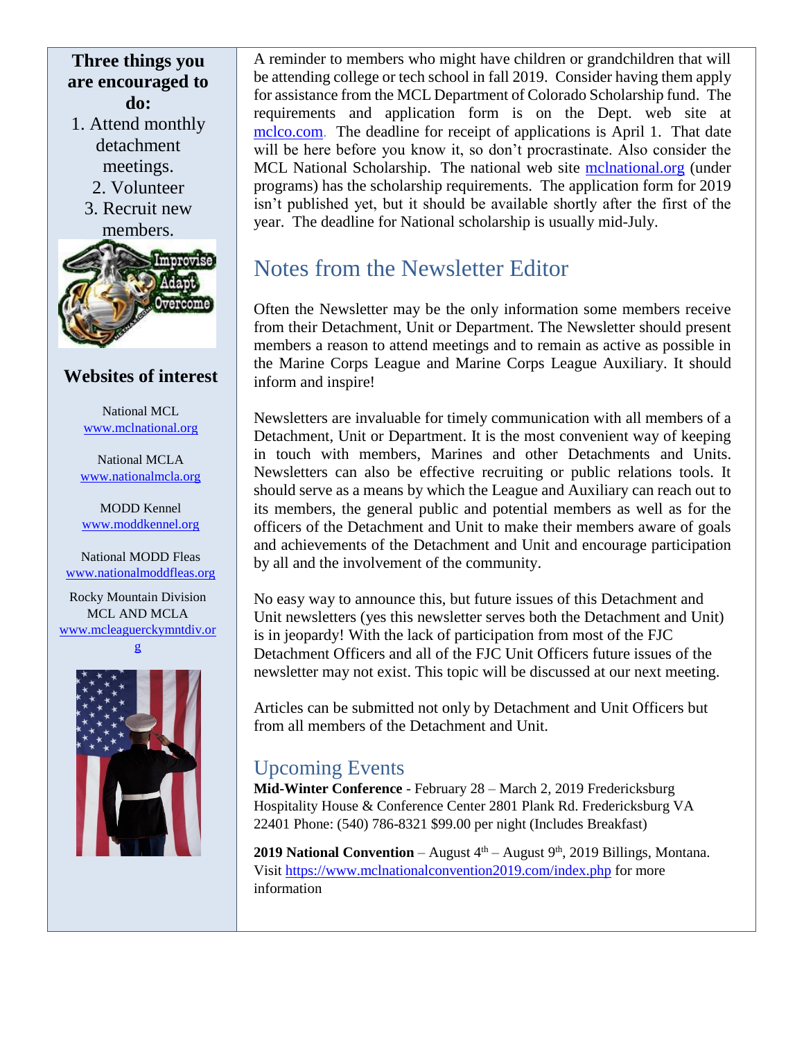**Three things you are encouraged to do:**

1. Attend monthly detachment meetings.
2. Volunteer
3. Recruit new members.

### Websites of interest

National MCL
www.mclnational.org

National MCLA
www.nationalmcla.org

MODD Kennel
www.moddkennel.org

National MODD Fleas
www.nationalmoddfleas.org

Rocky Mountain Division
MCL AND MCLA
www.mcleaguerckymntdiv.org

A reminder to members who might have children or grandchildren that will be attending college or tech school in fall 2019. Consider having them apply for assistance from the MCL Department of Colorado Scholarship fund. The requirements and application form is on the Dept. web site at mclco.com. The deadline for receipt of applications is April 1. That date will be here before you know it, so don't procrastinate. Also consider the MCL National Scholarship. The national web site mclnational.org (under programs) has the scholarship requirements. The application form for 2019 isn't published yet, but it should be available shortly after the first of the year. The deadline for National scholarship is usually mid-July.

## Notes from the Newsletter Editor

Often the Newsletter may be the only information some members receive from their Detachment, Unit or Department. The Newsletter should present members a reason to attend meetings and to remain as active as possible in the Marine Corps League and Marine Corps League Auxiliary. It should inform and inspire!

Newsletters are invaluable for timely communication with all members of a Detachment, Unit or Department. It is the most convenient way of keeping in touch with members, Marines and other Detachments and Units. Newsletters can also be effective recruiting or public relations tools. It should serve as a means by which the League and Auxiliary can reach out to its members, the general public and potential members as well as for the officers of the Detachment and Unit to make their members aware of goals and achievements of the Detachment and Unit and encourage participation by all and the involvement of the community.

No easy way to announce this, but future issues of this Detachment and Unit newsletters (yes this newsletter serves both the Detachment and Unit) is in jeopardy! With the lack of participation from most of the FJC Detachment Officers and all of the FJC Unit Officers future issues of the newsletter may not exist. This topic will be discussed at our next meeting.

Articles can be submitted not only by Detachment and Unit Officers but from all members of the Detachment and Unit.

## Upcoming Events

**Mid-Winter Conference** - February 28 – March 2, 2019 Fredericksburg Hospitality House & Conference Center 2801 Plank Rd. Fredericksburg VA 22401 Phone: (540) 786-8321 $99.00 per night (Includes Breakfast)

**2019 National Convention** – August 4th – August 9th, 2019 Billings, Montana. Visit https://www.mclnationalconvention2019.com/index.php for more information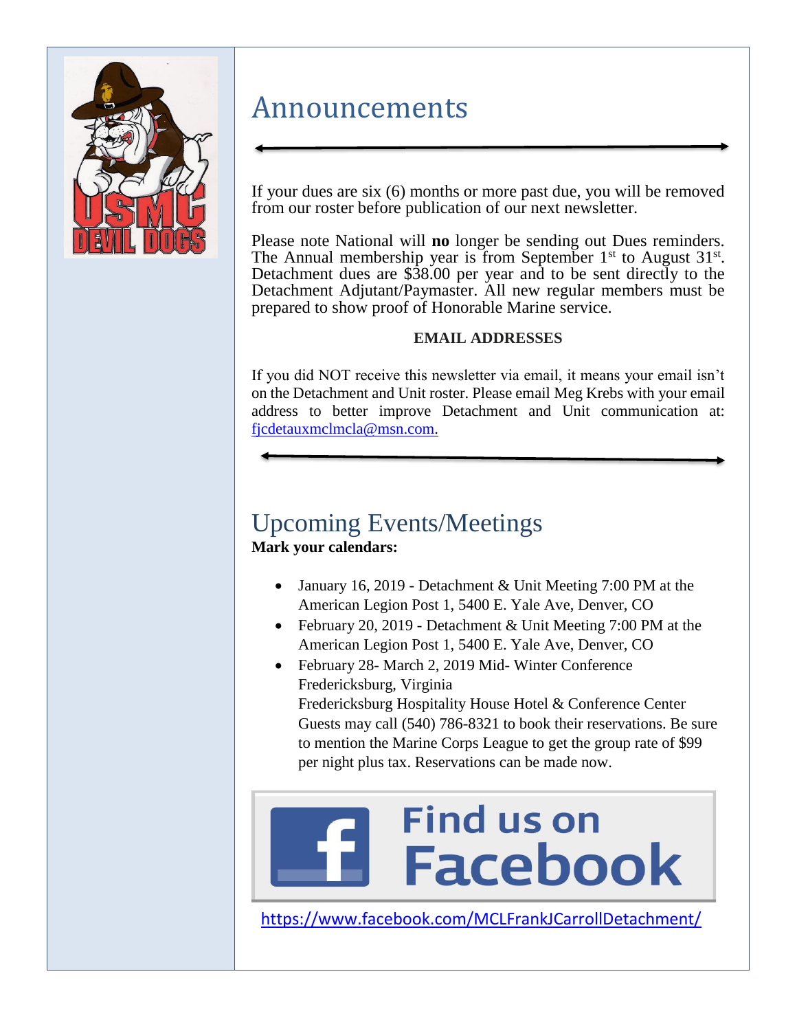# Announcements

If your dues are six (6) months or more past due, you will be removed from our roster before publication of our next newsletter.

Please note National will **no** longer be sending out Dues reminders. The Annual membership year is from September 1st to August 31st. Detachment dues are $38.00 per year and to be sent directly to the Detachment Adjutant/Paymaster. All new regular members must be prepared to show proof of Honorable Marine service.

**EMAIL ADDRESSES**

If you did NOT receive this newsletter via email, it means your email isn't on the Detachment and Unit roster. Please email Meg Krebs with your email address to better improve Detachment and Unit communication at: fjcdetauxmclmcla@msn.com.

# Upcoming Events/Meetings

**Mark your calendars:**

- January 16, 2019 - Detachment & Unit Meeting 7:00 PM at the American Legion Post 1, 5400 E. Yale Ave, Denver, CO
- February 20, 2019 - Detachment & Unit Meeting 7:00 PM at the American Legion Post 1, 5400 E. Yale Ave, Denver, CO
- February 28- March 2, 2019 Mid- Winter Conference Fredericksburg, Virginia
  Fredericksburg Hospitality House Hotel & Conference Center
  Guests may call (540) 786-8321 to book their reservations. Be sure to mention the Marine Corps League to get the group rate of $99 per night plus tax. Reservations can be made now.

**Find us on Facebook**

https://www.facebook.com/MCLFrankJCarrollDetachment/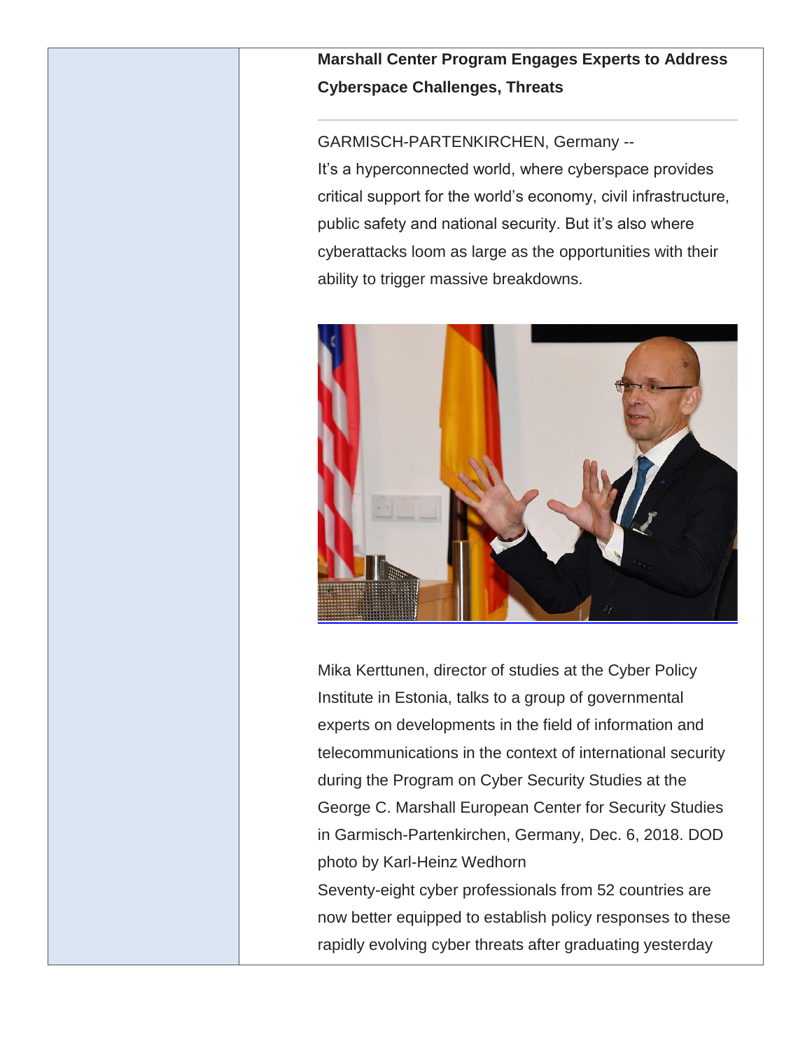**Marshall Center Program Engages Experts to Address Cyberspace Challenges, Threats**

---

GARMISCH-PARTENKIRCHEN, Germany --
It's a hyperconnected world, where cyberspace provides critical support for the world's economy, civil infrastructure, public safety and national security. But it's also where cyberattacks loom as large as the opportunities with their ability to trigger massive breakdowns.

Mika Kerttunen, director of studies at the Cyber Policy Institute in Estonia, talks to a group of governmental experts on developments in the field of information and telecommunications in the context of international security during the Program on Cyber Security Studies at the George C. Marshall European Center for Security Studies in Garmisch-Partenkirchen, Germany, Dec. 6, 2018. DOD photo by Karl-Heinz Wedhorn

Seventy-eight cyber professionals from 52 countries are now better equipped to establish policy responses to these rapidly evolving cyber threats after graduating yesterday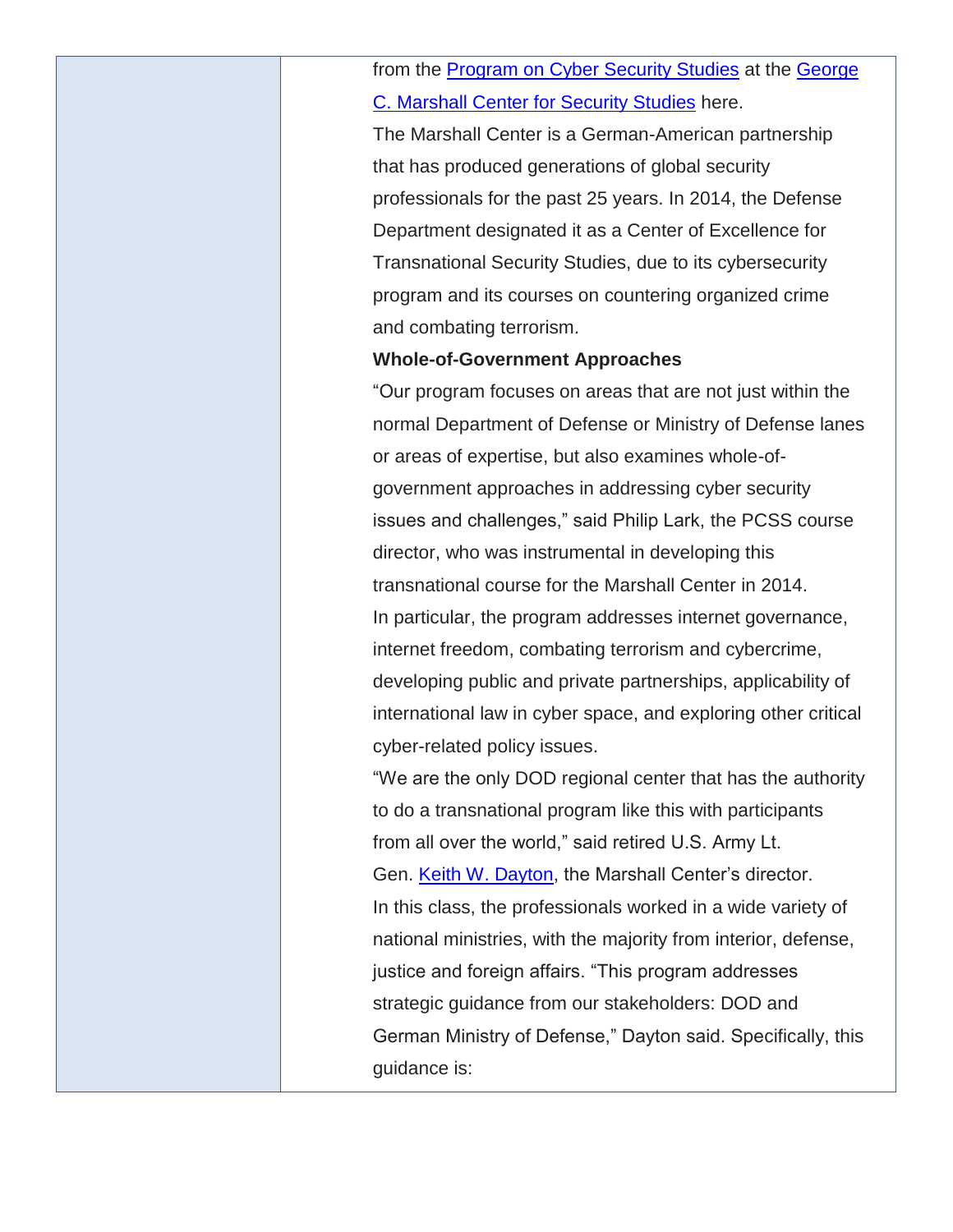from the [Program on Cyber Security Studies] at the [George C. Marshall Center for Security Studies] here.

The Marshall Center is a German-American partnership that has produced generations of global security professionals for the past 25 years. In 2014, the Defense Department designated it as a Center of Excellence for Transnational Security Studies, due to its cybersecurity program and its courses on countering organized crime and combating terrorism.

**Whole-of-Government Approaches**

"Our program focuses on areas that are not just within the normal Department of Defense or Ministry of Defense lanes or areas of expertise, but also examines whole-of-government approaches in addressing cyber security issues and challenges," said Philip Lark, the PCSS course director, who was instrumental in developing this transnational course for the Marshall Center in 2014.

In particular, the program addresses internet governance, internet freedom, combating terrorism and cybercrime, developing public and private partnerships, applicability of international law in cyber space, and exploring other critical cyber-related policy issues.

"We are the only DOD regional center that has the authority to do a transnational program like this with participants from all over the world," said retired U.S. Army Lt. Gen. [Keith W. Dayton], the Marshall Center's director.

In this class, the professionals worked in a wide variety of national ministries, with the majority from interior, defense, justice and foreign affairs. "This program addresses strategic guidance from our stakeholders: DOD and German Ministry of Defense," Dayton said. Specifically, this guidance is: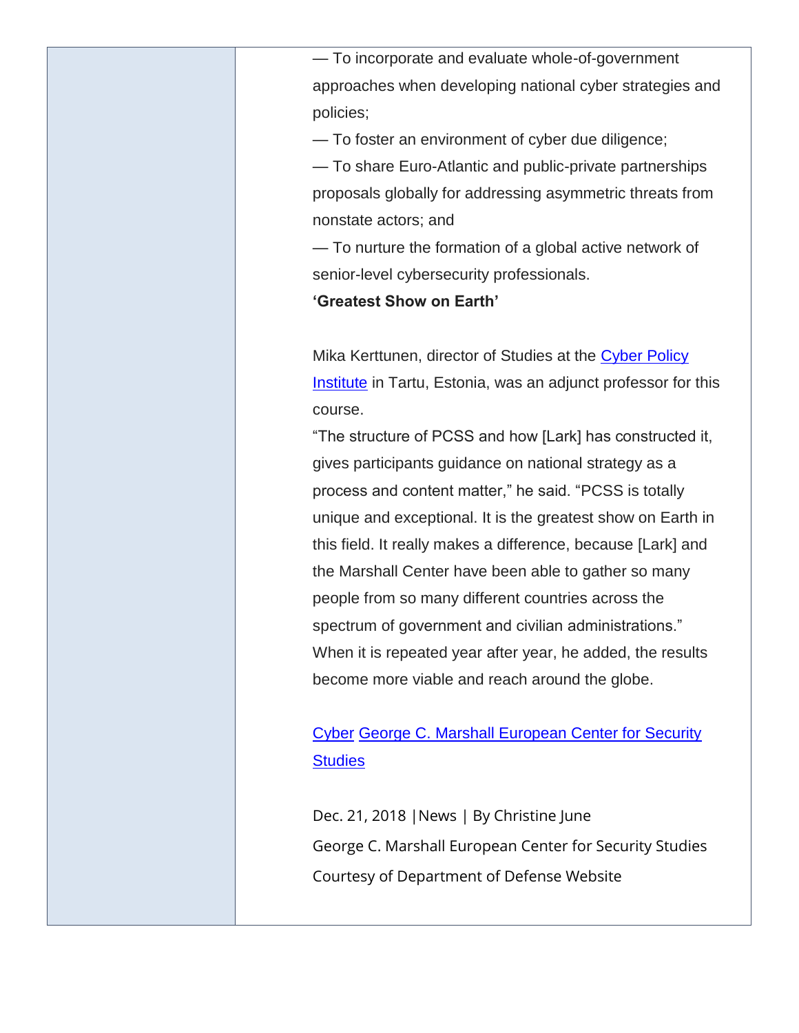— To incorporate and evaluate whole-of-government approaches when developing national cyber strategies and policies;

— To foster an environment of cyber due diligence;

— To share Euro-Atlantic and public-private partnerships proposals globally for addressing asymmetric threats from nonstate actors; and

— To nurture the formation of a global active network of senior-level cybersecurity professionals.

**'Greatest Show on Earth'**

Mika Kerttunen, director of Studies at the Cyber Policy Institute in Tartu, Estonia, was an adjunct professor for this course.

"The structure of PCSS and how [Lark] has constructed it, gives participants guidance on national strategy as a process and content matter," he said. "PCSS is totally unique and exceptional. It is the greatest show on Earth in this field. It really makes a difference, because [Lark] and the Marshall Center have been able to gather so many people from so many different countries across the spectrum of government and civilian administrations."

When it is repeated year after year, he added, the results become more viable and reach around the globe.

Cyber George C. Marshall European Center for Security Studies

Dec. 21, 2018 |News | By Christine June

George C. Marshall European Center for Security Studies

Courtesy of Department of Defense Website